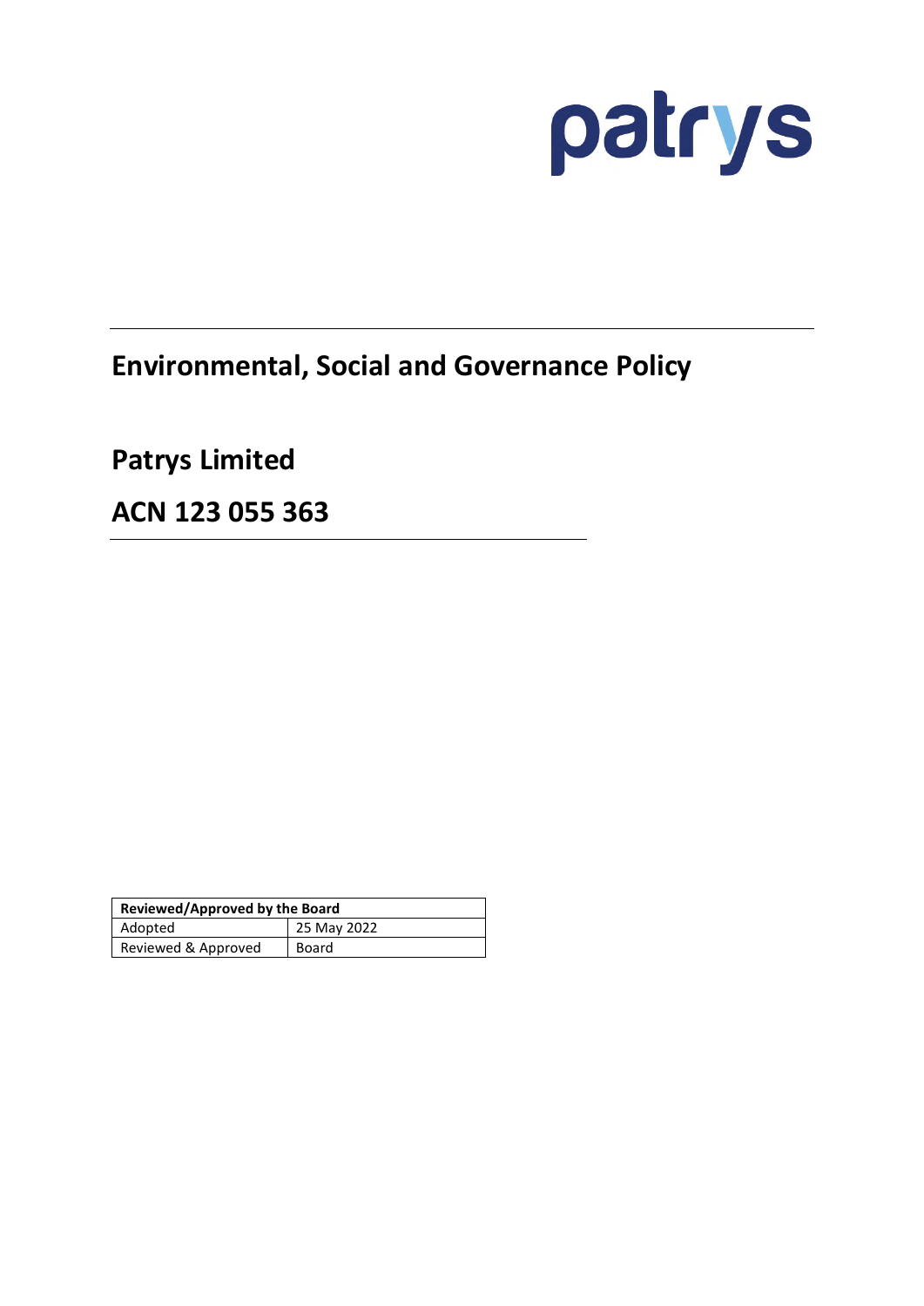patrys

# Environmental, Social and Governance Policy

## Patrys Limited

## ACN 123 055 363

| Reviewed/Approved by the Board | |
|---|---|
| Adopted | 25 May 2022 |
| Reviewed & Approved | Board |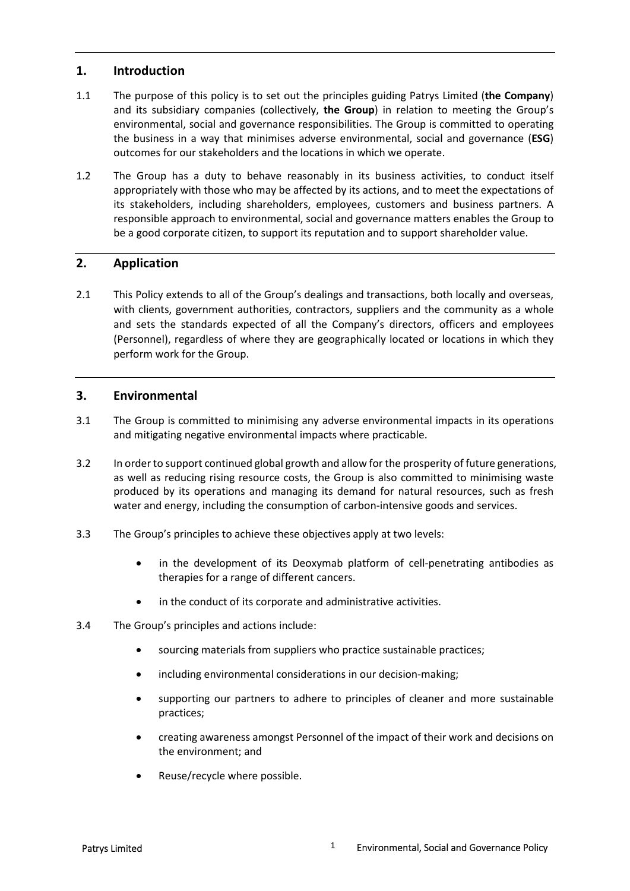## 1. Introduction

1.1 The purpose of this policy is to set out the principles guiding Patrys Limited (**the Company**) and its subsidiary companies (collectively, **the Group**) in relation to meeting the Group's environmental, social and governance responsibilities. The Group is committed to operating the business in a way that minimises adverse environmental, social and governance (**ESG**) outcomes for our stakeholders and the locations in which we operate.

1.2 The Group has a duty to behave reasonably in its business activities, to conduct itself appropriately with those who may be affected by its actions, and to meet the expectations of its stakeholders, including shareholders, employees, customers and business partners. A responsible approach to environmental, social and governance matters enables the Group to be a good corporate citizen, to support its reputation and to support shareholder value.

## 2. Application

2.1 This Policy extends to all of the Group's dealings and transactions, both locally and overseas, with clients, government authorities, contractors, suppliers and the community as a whole and sets the standards expected of all the Company's directors, officers and employees (Personnel), regardless of where they are geographically located or locations in which they perform work for the Group.

## 3. Environmental

3.1 The Group is committed to minimising any adverse environmental impacts in its operations and mitigating negative environmental impacts where practicable.

3.2 In order to support continued global growth and allow for the prosperity of future generations, as well as reducing rising resource costs, the Group is also committed to minimising waste produced by its operations and managing its demand for natural resources, such as fresh water and energy, including the consumption of carbon-intensive goods and services.

3.3 The Group's principles to achieve these objectives apply at two levels:

- in the development of its Deoxymab platform of cell-penetrating antibodies as therapies for a range of different cancers.
- in the conduct of its corporate and administrative activities.

3.4 The Group's principles and actions include:

- sourcing materials from suppliers who practice sustainable practices;
- including environmental considerations in our decision-making;
- supporting our partners to adhere to principles of cleaner and more sustainable practices;
- creating awareness amongst Personnel of the impact of their work and decisions on the environment; and
- Reuse/recycle where possible.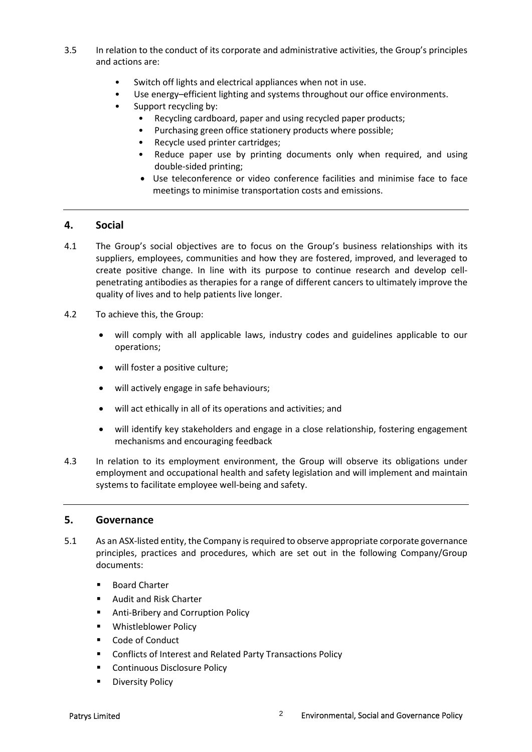3.5 In relation to the conduct of its corporate and administrative activities, the Group's principles and actions are:

- Switch off lights and electrical appliances when not in use.
- Use energy–efficient lighting and systems throughout our office environments.
- Support recycling by:
  - Recycling cardboard, paper and using recycled paper products;
  - Purchasing green office stationery products where possible;
  - Recycle used printer cartridges;
  - Reduce paper use by printing documents only when required, and using double-sided printing;
  - Use teleconference or video conference facilities and minimise face to face meetings to minimise transportation costs and emissions.

---

## 4. Social

4.1 The Group's social objectives are to focus on the Group's business relationships with its suppliers, employees, communities and how they are fostered, improved, and leveraged to create positive change. In line with its purpose to continue research and develop cell-penetrating antibodies as therapies for a range of different cancers to ultimately improve the quality of lives and to help patients live longer.

4.2 To achieve this, the Group:

- will comply with all applicable laws, industry codes and guidelines applicable to our operations;
- will foster a positive culture;
- will actively engage in safe behaviours;
- will act ethically in all of its operations and activities; and
- will identify key stakeholders and engage in a close relationship, fostering engagement mechanisms and encouraging feedback

4.3 In relation to its employment environment, the Group will observe its obligations under employment and occupational health and safety legislation and will implement and maintain systems to facilitate employee well-being and safety.

---

## 5. Governance

5.1 As an ASX-listed entity, the Company is required to observe appropriate corporate governance principles, practices and procedures, which are set out in the following Company/Group documents:

- Board Charter
- Audit and Risk Charter
- Anti-Bribery and Corruption Policy
- Whistleblower Policy
- Code of Conduct
- Conflicts of Interest and Related Party Transactions Policy
- Continuous Disclosure Policy
- Diversity Policy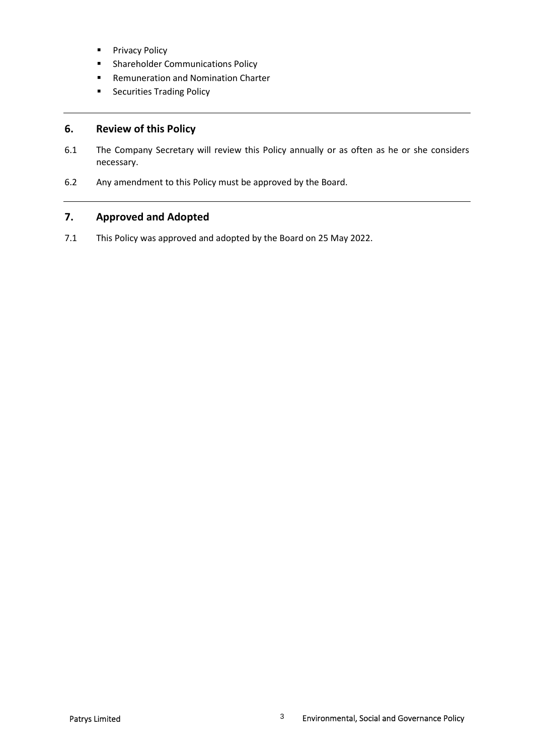- Privacy Policy
- Shareholder Communications Policy
- Remuneration and Nomination Charter
- Securities Trading Policy

## 6. Review of this Policy

6.1 The Company Secretary will review this Policy annually or as often as he or she considers necessary.

6.2 Any amendment to this Policy must be approved by the Board.

## 7. Approved and Adopted

7.1 This Policy was approved and adopted by the Board on 25 May 2022.